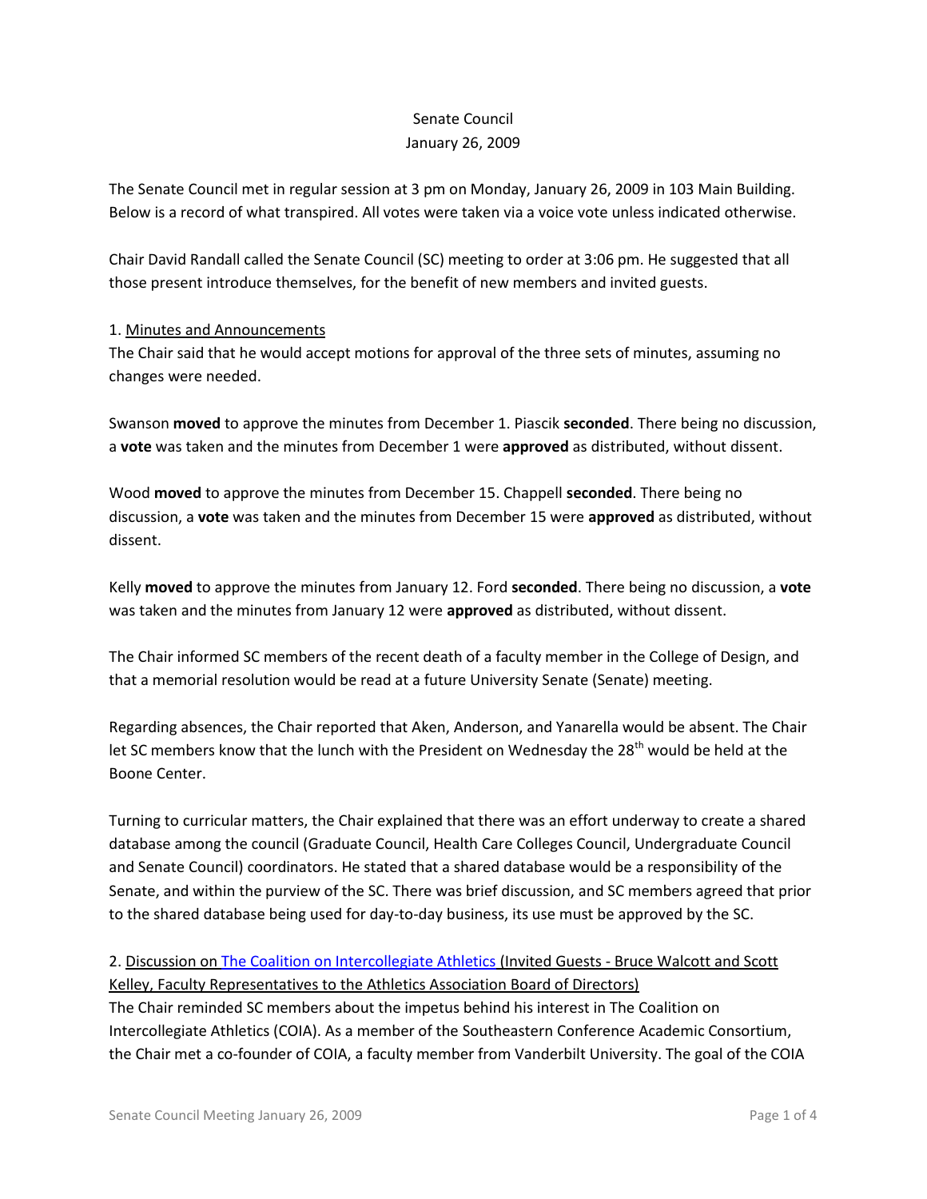Senate Council
January 26, 2009

The Senate Council met in regular session at 3 pm on Monday, January 26, 2009 in 103 Main Building. Below is a record of what transpired. All votes were taken via a voice vote unless indicated otherwise.

Chair David Randall called the Senate Council (SC) meeting to order at 3:06 pm. He suggested that all those present introduce themselves, for the benefit of new members and invited guests.

1. Minutes and Announcements

The Chair said that he would accept motions for approval of the three sets of minutes, assuming no changes were needed.

Swanson **moved** to approve the minutes from December 1. Piascik **seconded**. There being no discussion, a **vote** was taken and the minutes from December 1 were **approved** as distributed, without dissent.

Wood **moved** to approve the minutes from December 15. Chappell **seconded**. There being no discussion, a **vote** was taken and the minutes from December 15 were **approved** as distributed, without dissent.

Kelly **moved** to approve the minutes from January 12. Ford **seconded**. There being no discussion, a **vote** was taken and the minutes from January 12 were **approved** as distributed, without dissent.

The Chair informed SC members of the recent death of a faculty member in the College of Design, and that a memorial resolution would be read at a future University Senate (Senate) meeting.

Regarding absences, the Chair reported that Aken, Anderson, and Yanarella would be absent. The Chair let SC members know that the lunch with the President on Wednesday the 28th would be held at the Boone Center.

Turning to curricular matters, the Chair explained that there was an effort underway to create a shared database among the council (Graduate Council, Health Care Colleges Council, Undergraduate Council and Senate Council) coordinators. He stated that a shared database would be a responsibility of the Senate, and within the purview of the SC. There was brief discussion, and SC members agreed that prior to the shared database being used for day-to-day business, its use must be approved by the SC.

2. Discussion on The Coalition on Intercollegiate Athletics (Invited Guests - Bruce Walcott and Scott Kelley, Faculty Representatives to the Athletics Association Board of Directors)

The Chair reminded SC members about the impetus behind his interest in The Coalition on Intercollegiate Athletics (COIA). As a member of the Southeastern Conference Academic Consortium, the Chair met a co-founder of COIA, a faculty member from Vanderbilt University. The goal of the COIA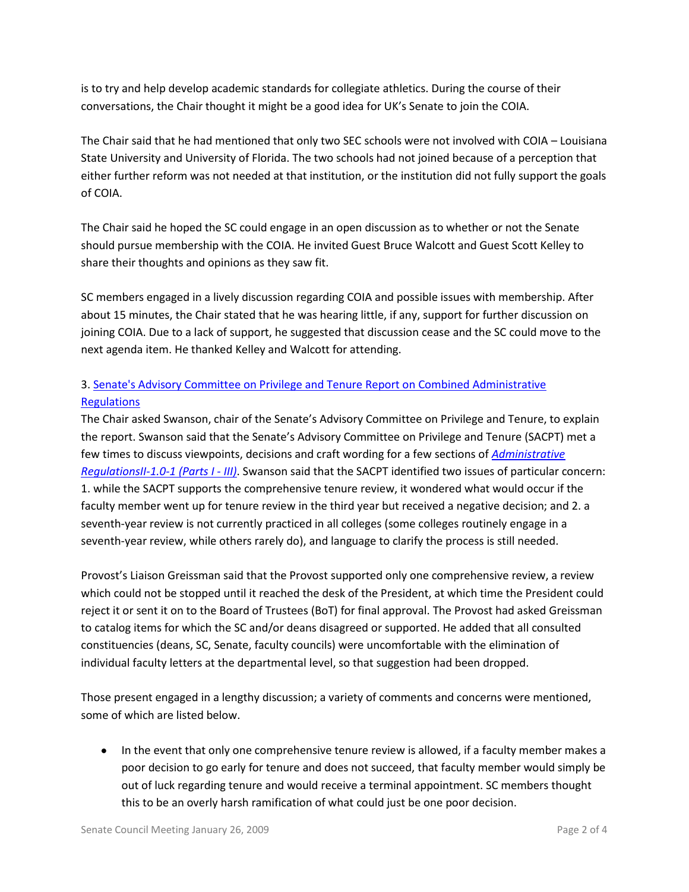is to try and help develop academic standards for collegiate athletics. During the course of their conversations, the Chair thought it might be a good idea for UK's Senate to join the COIA.

The Chair said that he had mentioned that only two SEC schools were not involved with COIA – Louisiana State University and University of Florida. The two schools had not joined because of a perception that either further reform was not needed at that institution, or the institution did not fully support the goals of COIA.

The Chair said he hoped the SC could engage in an open discussion as to whether or not the Senate should pursue membership with the COIA. He invited Guest Bruce Walcott and Guest Scott Kelley to share their thoughts and opinions as they saw fit.

SC members engaged in a lively discussion regarding COIA and possible issues with membership. After about 15 minutes, the Chair stated that he was hearing little, if any, support for further discussion on joining COIA. Due to a lack of support, he suggested that discussion cease and the SC could move to the next agenda item. He thanked Kelley and Walcott for attending.

3. Senate's Advisory Committee on Privilege and Tenure Report on Combined Administrative Regulations

The Chair asked Swanson, chair of the Senate's Advisory Committee on Privilege and Tenure, to explain the report. Swanson said that the Senate's Advisory Committee on Privilege and Tenure (SACPT) met a few times to discuss viewpoints, decisions and craft wording for a few sections of *Administrative RegulationsII-1.0-1 (Parts I - III)*. Swanson said that the SACPT identified two issues of particular concern: 1. while the SACPT supports the comprehensive tenure review, it wondered what would occur if the faculty member went up for tenure review in the third year but received a negative decision; and 2. a seventh-year review is not currently practiced in all colleges (some colleges routinely engage in a seventh-year review, while others rarely do), and language to clarify the process is still needed.

Provost's Liaison Greissman said that the Provost supported only one comprehensive review, a review which could not be stopped until it reached the desk of the President, at which time the President could reject it or sent it on to the Board of Trustees (BoT) for final approval. The Provost had asked Greissman to catalog items for which the SC and/or deans disagreed or supported. He added that all consulted constituencies (deans, SC, Senate, faculty councils) were uncomfortable with the elimination of individual faculty letters at the departmental level, so that suggestion had been dropped.

Those present engaged in a lengthy discussion; a variety of comments and concerns were mentioned, some of which are listed below.

- In the event that only one comprehensive tenure review is allowed, if a faculty member makes a poor decision to go early for tenure and does not succeed, that faculty member would simply be out of luck regarding tenure and would receive a terminal appointment. SC members thought this to be an overly harsh ramification of what could just be one poor decision.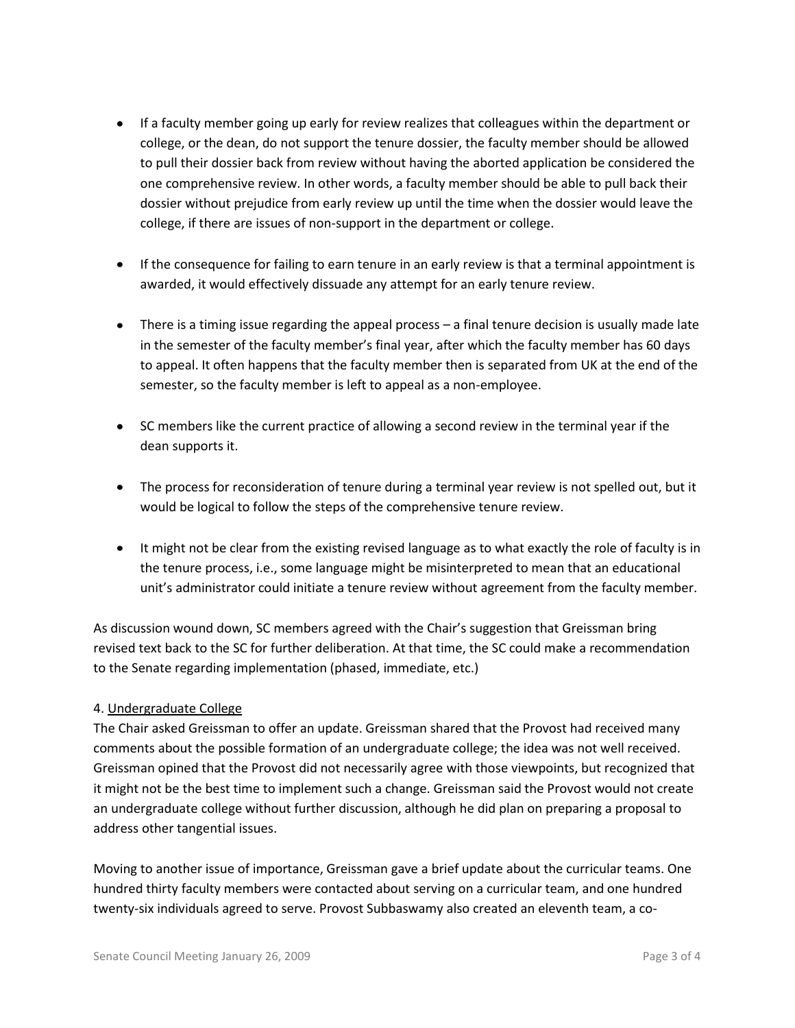- If a faculty member going up early for review realizes that colleagues within the department or college, or the dean, do not support the tenure dossier, the faculty member should be allowed to pull their dossier back from review without having the aborted application be considered the one comprehensive review. In other words, a faculty member should be able to pull back their dossier without prejudice from early review up until the time when the dossier would leave the college, if there are issues of non-support in the department or college.

- If the consequence for failing to earn tenure in an early review is that a terminal appointment is awarded, it would effectively dissuade any attempt for an early tenure review.

- There is a timing issue regarding the appeal process – a final tenure decision is usually made late in the semester of the faculty member's final year, after which the faculty member has 60 days to appeal. It often happens that the faculty member then is separated from UK at the end of the semester, so the faculty member is left to appeal as a non-employee.

- SC members like the current practice of allowing a second review in the terminal year if the dean supports it.

- The process for reconsideration of tenure during a terminal year review is not spelled out, but it would be logical to follow the steps of the comprehensive tenure review.

- It might not be clear from the existing revised language as to what exactly the role of faculty is in the tenure process, i.e., some language might be misinterpreted to mean that an educational unit's administrator could initiate a tenure review without agreement from the faculty member.

As discussion wound down, SC members agreed with the Chair's suggestion that Greissman bring revised text back to the SC for further deliberation. At that time, the SC could make a recommendation to the Senate regarding implementation (phased, immediate, etc.)

4. Undergraduate College

The Chair asked Greissman to offer an update. Greissman shared that the Provost had received many comments about the possible formation of an undergraduate college; the idea was not well received. Greissman opined that the Provost did not necessarily agree with those viewpoints, but recognized that it might not be the best time to implement such a change. Greissman said the Provost would not create an undergraduate college without further discussion, although he did plan on preparing a proposal to address other tangential issues.

Moving to another issue of importance, Greissman gave a brief update about the curricular teams. One hundred thirty faculty members were contacted about serving on a curricular team, and one hundred twenty-six individuals agreed to serve. Provost Subbaswamy also created an eleventh team, a co-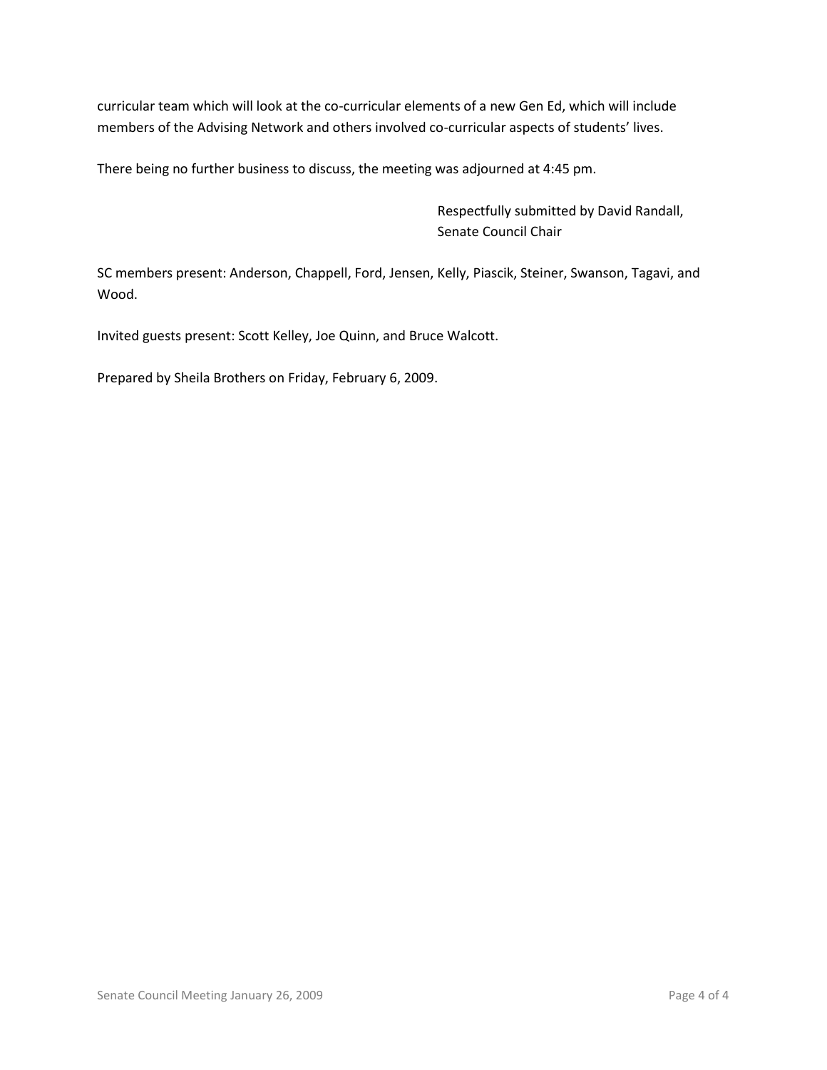curricular team which will look at the co-curricular elements of a new Gen Ed, which will include members of the Advising Network and others involved co-curricular aspects of students' lives.

There being no further business to discuss, the meeting was adjourned at 4:45 pm.

Respectfully submitted by David Randall,
Senate Council Chair

SC members present: Anderson, Chappell, Ford, Jensen, Kelly, Piascik, Steiner, Swanson, Tagavi, and Wood.

Invited guests present: Scott Kelley, Joe Quinn, and Bruce Walcott.

Prepared by Sheila Brothers on Friday, February 6, 2009.